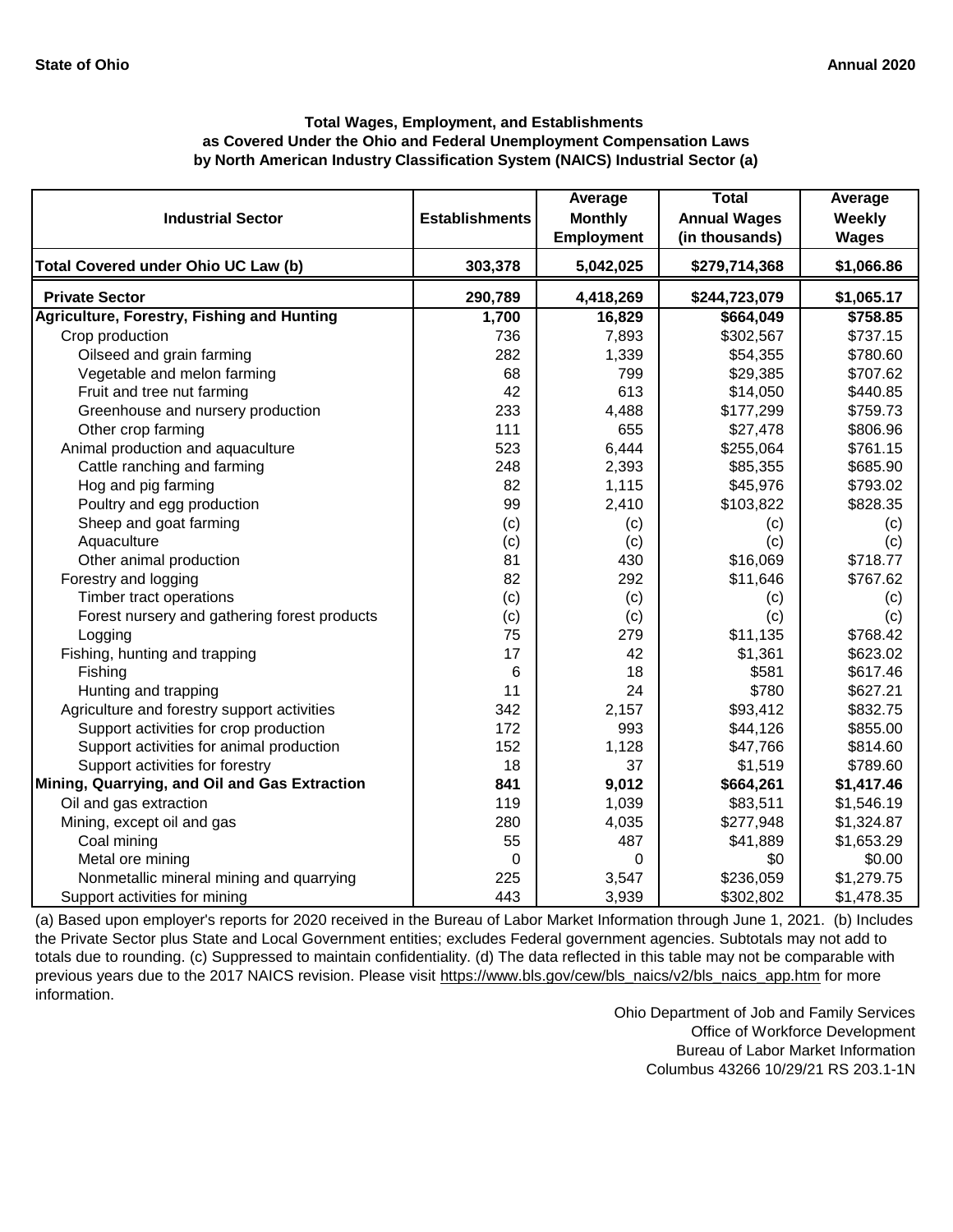**State of Ohio** **Annual 2020**

### Total Wages, Employment, and Establishments as Covered Under the Ohio and Federal Unemployment Compensation Laws by North American Industry Classification System (NAICS) Industrial Sector (a)

| Industrial Sector | Establishments | Average Monthly Employment | Total Annual Wages (in thousands) | Average Weekly Wages |
|---|---|---|---|---|
| **Total Covered under Ohio UC Law (b)** | **303,378** | **5,042,025** | **$279,714,368** | **$1,066.86** |
| **Private Sector** | **290,789** | **4,418,269** | **$244,723,079** | **$1,065.17** |
| **Agriculture, Forestry, Fishing and Hunting** | **1,700** | **16,829** | **$664,049** | **$758.85** |
| Crop production | 736 | 7,893 | $302,567 | $737.15 |
| Oilseed and grain farming | 282 | 1,339 | $54,355 | $780.60 |
| Vegetable and melon farming | 68 | 799 | $29,385 | $707.62 |
| Fruit and tree nut farming | 42 | 613 | $14,050 | $440.85 |
| Greenhouse and nursery production | 233 | 4,488 | $177,299 | $759.73 |
| Other crop farming | 111 | 655 | $27,478 | $806.96 |
| Animal production and aquaculture | 523 | 6,444 | $255,064 | $761.15 |
| Cattle ranching and farming | 248 | 2,393 | $85,355 | $685.90 |
| Hog and pig farming | 82 | 1,115 | $45,976 | $793.02 |
| Poultry and egg production | 99 | 2,410 | $103,822 | $828.35 |
| Sheep and goat farming | (c) | (c) | (c) | (c) |
| Aquaculture | (c) | (c) | (c) | (c) |
| Other animal production | 81 | 430 | $16,069 | $718.77 |
| Forestry and logging | 82 | 292 | $11,646 | $767.62 |
| Timber tract operations | (c) | (c) | (c) | (c) |
| Forest nursery and gathering forest products | (c) | (c) | (c) | (c) |
| Logging | 75 | 279 | $11,135 | $768.42 |
| Fishing, hunting and trapping | 17 | 42 | $1,361 | $623.02 |
| Fishing | 6 | 18 | $581 | $617.46 |
| Hunting and trapping | 11 | 24 | $780 | $627.21 |
| Agriculture and forestry support activities | 342 | 2,157 | $93,412 | $832.75 |
| Support activities for crop production | 172 | 993 | $44,126 | $855.00 |
| Support activities for animal production | 152 | 1,128 | $47,766 | $814.60 |
| Support activities for forestry | 18 | 37 | $1,519 | $789.60 |
| **Mining, Quarrying, and Oil and Gas Extraction** | **841** | **9,012** | **$664,261** | **$1,417.46** |
| Oil and gas extraction | 119 | 1,039 | $83,511 | $1,546.19 |
| Mining, except oil and gas | 280 | 4,035 | $277,948 | $1,324.87 |
| Coal mining | 55 | 487 | $41,889 | $1,653.29 |
| Metal ore mining | 0 | 0 | $0 | $0.00 |
| Nonmetallic mineral mining and quarrying | 225 | 3,547 | $236,059 | $1,279.75 |
| Support activities for mining | 443 | 3,939 | $302,802 | $1,478.35 |

(a) Based upon employer's reports for 2020 received in the Bureau of Labor Market Information through June 1, 2021. (b) Includes the Private Sector plus State and Local Government entities; excludes Federal government agencies. Subtotals may not add to totals due to rounding. (c) Suppressed to maintain confidentiality. (d) The data reflected in this table may not be comparable with previous years due to the 2017 NAICS revision. Please visit https://www.bls.gov/cew/bls_naics/v2/bls_naics_app.htm for more information.

Ohio Department of Job and Family Services
Office of Workforce Development
Bureau of Labor Market Information
Columbus 43266 10/29/21 RS 203.1-1N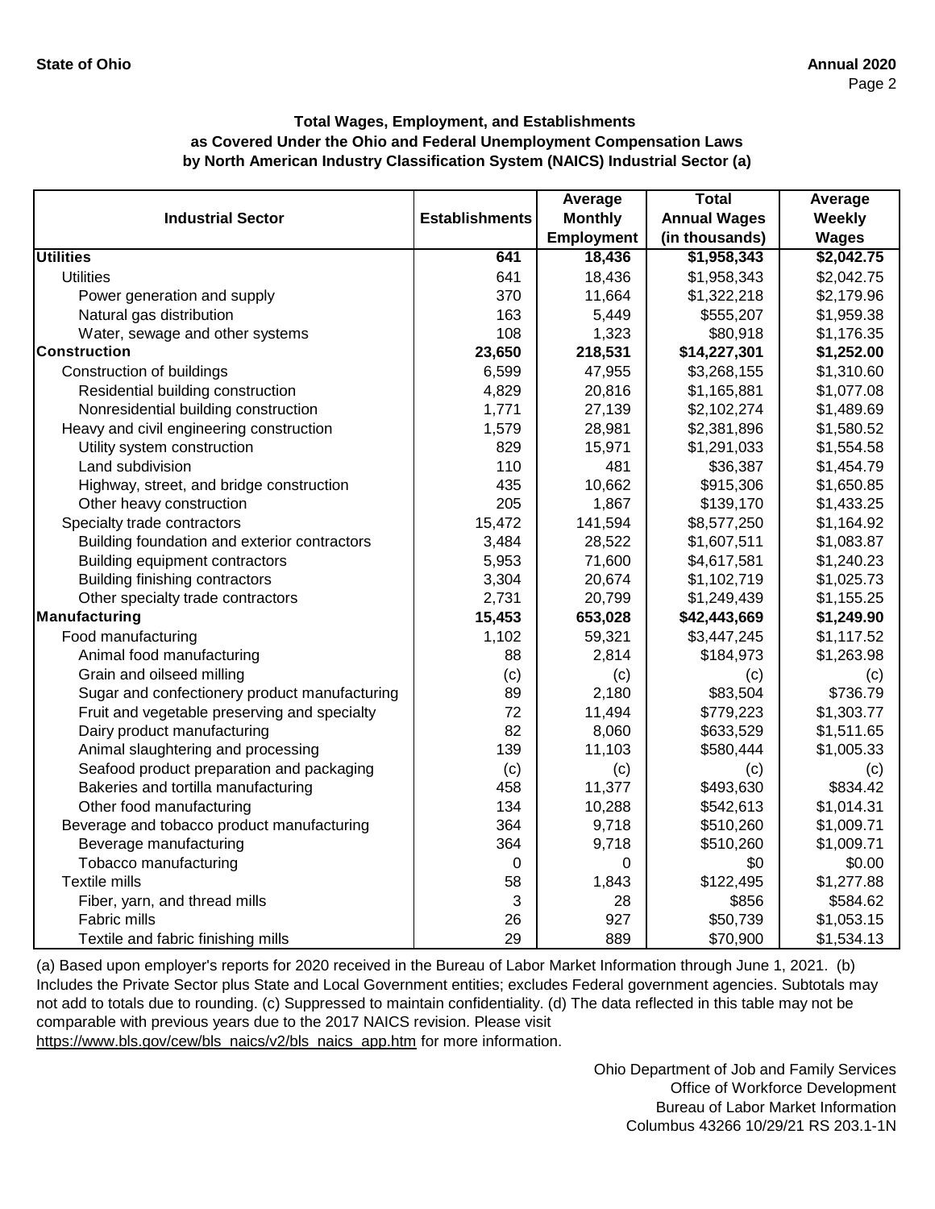**Total Wages, Employment, and Establishments as Covered Under the Ohio and Federal Unemployment Compensation Laws by North American Industry Classification System (NAICS) Industrial Sector (a)**

| Industrial Sector | Establishments | Average Monthly Employment | Total Annual Wages (in thousands) | Average Weekly Wages |
|---|---|---|---|---|
| **Utilities** | **641** | **18,436** | **$1,958,343** | **$2,042.75** |
| Utilities | 641 | 18,436 | $1,958,343 | $2,042.75 |
| Power generation and supply | 370 | 11,664 | $1,322,218 | $2,179.96 |
| Natural gas distribution | 163 | 5,449 | $555,207 | $1,959.38 |
| Water, sewage and other systems | 108 | 1,323 | $80,918 | $1,176.35 |
| **Construction** | **23,650** | **218,531** | **$14,227,301** | **$1,252.00** |
| Construction of buildings | 6,599 | 47,955 | $3,268,155 | $1,310.60 |
| Residential building construction | 4,829 | 20,816 | $1,165,881 | $1,077.08 |
| Nonresidential building construction | 1,771 | 27,139 | $2,102,274 | $1,489.69 |
| Heavy and civil engineering construction | 1,579 | 28,981 | $2,381,896 | $1,580.52 |
| Utility system construction | 829 | 15,971 | $1,291,033 | $1,554.58 |
| Land subdivision | 110 | 481 | $36,387 | $1,454.79 |
| Highway, street, and bridge construction | 435 | 10,662 | $915,306 | $1,650.85 |
| Other heavy construction | 205 | 1,867 | $139,170 | $1,433.25 |
| Specialty trade contractors | 15,472 | 141,594 | $8,577,250 | $1,164.92 |
| Building foundation and exterior contractors | 3,484 | 28,522 | $1,607,511 | $1,083.87 |
| Building equipment contractors | 5,953 | 71,600 | $4,617,581 | $1,240.23 |
| Building finishing contractors | 3,304 | 20,674 | $1,102,719 | $1,025.73 |
| Other specialty trade contractors | 2,731 | 20,799 | $1,249,439 | $1,155.25 |
| **Manufacturing** | **15,453** | **653,028** | **$42,443,669** | **$1,249.90** |
| Food manufacturing | 1,102 | 59,321 | $3,447,245 | $1,117.52 |
| Animal food manufacturing | 88 | 2,814 | $184,973 | $1,263.98 |
| Grain and oilseed milling | (c) | (c) | (c) | (c) |
| Sugar and confectionery product manufacturing | 89 | 2,180 | $83,504 | $736.79 |
| Fruit and vegetable preserving and specialty | 72 | 11,494 | $779,223 | $1,303.77 |
| Dairy product manufacturing | 82 | 8,060 | $633,529 | $1,511.65 |
| Animal slaughtering and processing | 139 | 11,103 | $580,444 | $1,005.33 |
| Seafood product preparation and packaging | (c) | (c) | (c) | (c) |
| Bakeries and tortilla manufacturing | 458 | 11,377 | $493,630 | $834.42 |
| Other food manufacturing | 134 | 10,288 | $542,613 | $1,014.31 |
| Beverage and tobacco product manufacturing | 364 | 9,718 | $510,260 | $1,009.71 |
| Beverage manufacturing | 364 | 9,718 | $510,260 | $1,009.71 |
| Tobacco manufacturing | 0 | 0 | $0 | $0.00 |
| Textile mills | 58 | 1,843 | $122,495 | $1,277.88 |
| Fiber, yarn, and thread mills | 3 | 28 | $856 | $584.62 |
| Fabric mills | 26 | 927 | $50,739 | $1,053.15 |
| Textile and fabric finishing mills | 29 | 889 | $70,900 | $1,534.13 |

(a) Based upon employer's reports for 2020 received in the Bureau of Labor Market Information through June 1, 2021. (b) Includes the Private Sector plus State and Local Government entities; excludes Federal government agencies. Subtotals may not add to totals due to rounding. (c) Suppressed to maintain confidentiality. (d) The data reflected in this table may not be comparable with previous years due to the 2017 NAICS revision. Please visit https://www.bls.gov/cew/bls_naics/v2/bls_naics_app.htm for more information.

Ohio Department of Job and Family Services
Office of Workforce Development
Bureau of Labor Market Information
Columbus 43266 10/29/21 RS 203.1-1N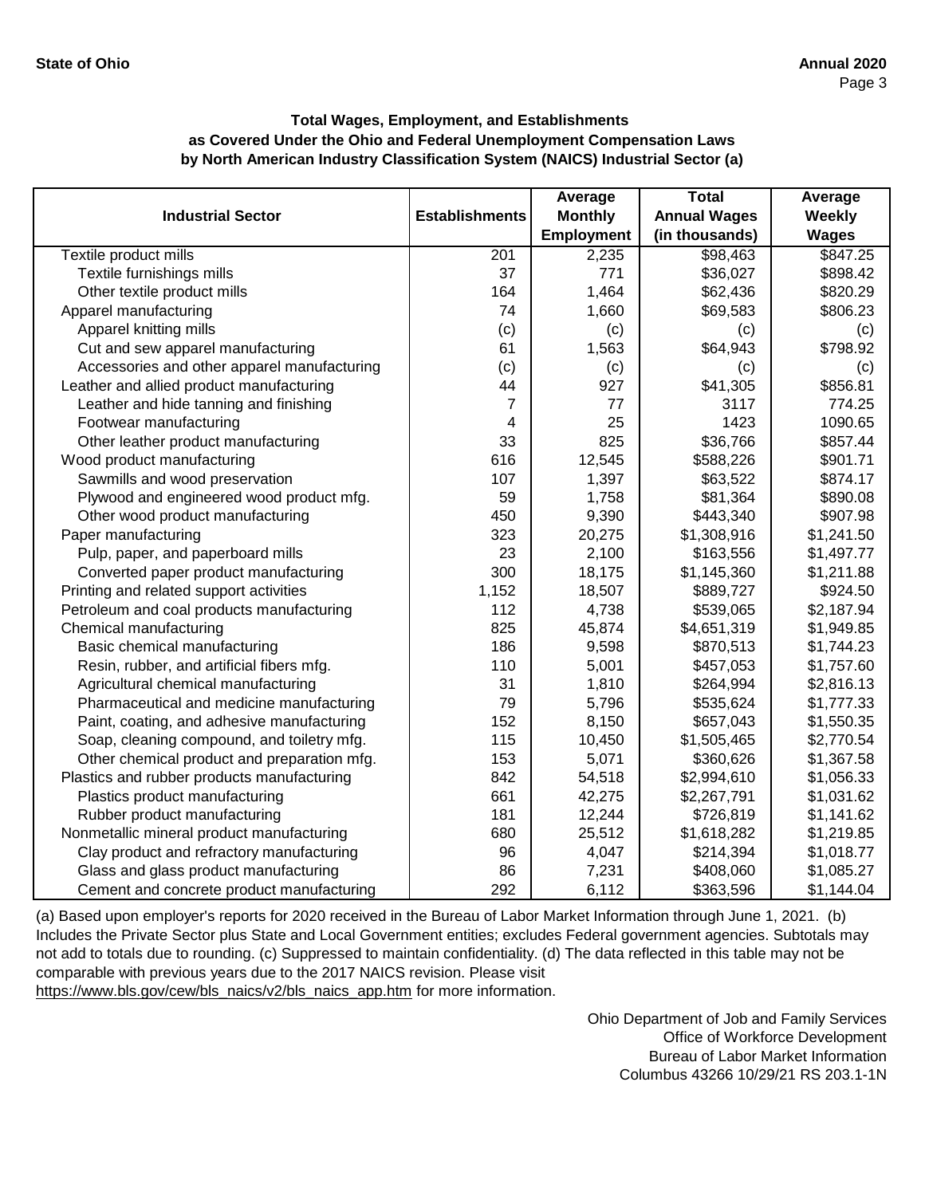**Total Wages, Employment, and Establishments as Covered Under the Ohio and Federal Unemployment Compensation Laws by North American Industry Classification System (NAICS) Industrial Sector (a)**

| Industrial Sector | Establishments | Average Monthly Employment | Total Annual Wages (in thousands) | Average Weekly Wages |
|---|---|---|---|---|
| Textile product mills | 201 | 2,235 | $98,463 | $847.25 |
| Textile furnishings mills | 37 | 771 | $36,027 | $898.42 |
| Other textile product mills | 164 | 1,464 | $62,436 | $820.29 |
| Apparel manufacturing | 74 | 1,660 | $69,583 | $806.23 |
| Apparel knitting mills | (c) | (c) | (c) | (c) |
| Cut and sew apparel manufacturing | 61 | 1,563 | $64,943 | $798.92 |
| Accessories and other apparel manufacturing | (c) | (c) | (c) | (c) |
| Leather and allied product manufacturing | 44 | 927 | $41,305 | $856.81 |
| Leather and hide tanning and finishing | 7 | 77 | 3117 | 774.25 |
| Footwear manufacturing | 4 | 25 | 1423 | 1090.65 |
| Other leather product manufacturing | 33 | 825 | $36,766 | $857.44 |
| Wood product manufacturing | 616 | 12,545 | $588,226 | $901.71 |
| Sawmills and wood preservation | 107 | 1,397 | $63,522 | $874.17 |
| Plywood and engineered wood product mfg. | 59 | 1,758 | $81,364 | $890.08 |
| Other wood product manufacturing | 450 | 9,390 | $443,340 | $907.98 |
| Paper manufacturing | 323 | 20,275 | $1,308,916 | $1,241.50 |
| Pulp, paper, and paperboard mills | 23 | 2,100 | $163,556 | $1,497.77 |
| Converted paper product manufacturing | 300 | 18,175 | $1,145,360 | $1,211.88 |
| Printing and related support activities | 1,152 | 18,507 | $889,727 | $924.50 |
| Petroleum and coal products manufacturing | 112 | 4,738 | $539,065 | $2,187.94 |
| Chemical manufacturing | 825 | 45,874 | $4,651,319 | $1,949.85 |
| Basic chemical manufacturing | 186 | 9,598 | $870,513 | $1,744.23 |
| Resin, rubber, and artificial fibers mfg. | 110 | 5,001 | $457,053 | $1,757.60 |
| Agricultural chemical manufacturing | 31 | 1,810 | $264,994 | $2,816.13 |
| Pharmaceutical and medicine manufacturing | 79 | 5,796 | $535,624 | $1,777.33 |
| Paint, coating, and adhesive manufacturing | 152 | 8,150 | $657,043 | $1,550.35 |
| Soap, cleaning compound, and toiletry mfg. | 115 | 10,450 | $1,505,465 | $2,770.54 |
| Other chemical product and preparation mfg. | 153 | 5,071 | $360,626 | $1,367.58 |
| Plastics and rubber products manufacturing | 842 | 54,518 | $2,994,610 | $1,056.33 |
| Plastics product manufacturing | 661 | 42,275 | $2,267,791 | $1,031.62 |
| Rubber product manufacturing | 181 | 12,244 | $726,819 | $1,141.62 |
| Nonmetallic mineral product manufacturing | 680 | 25,512 | $1,618,282 | $1,219.85 |
| Clay product and refractory manufacturing | 96 | 4,047 | $214,394 | $1,018.77 |
| Glass and glass product manufacturing | 86 | 7,231 | $408,060 | $1,085.27 |
| Cement and concrete product manufacturing | 292 | 6,112 | $363,596 | $1,144.04 |

(a) Based upon employer's reports for 2020 received in the Bureau of Labor Market Information through June 1, 2021. (b) Includes the Private Sector plus State and Local Government entities; excludes Federal government agencies. Subtotals may not add to totals due to rounding. (c) Suppressed to maintain confidentiality. (d) The data reflected in this table may not be comparable with previous years due to the 2017 NAICS revision. Please visit https://www.bls.gov/cew/bls_naics/v2/bls_naics_app.htm for more information.

Ohio Department of Job and Family Services
Office of Workforce Development
Bureau of Labor Market Information
Columbus 43266 10/29/21 RS 203.1-1N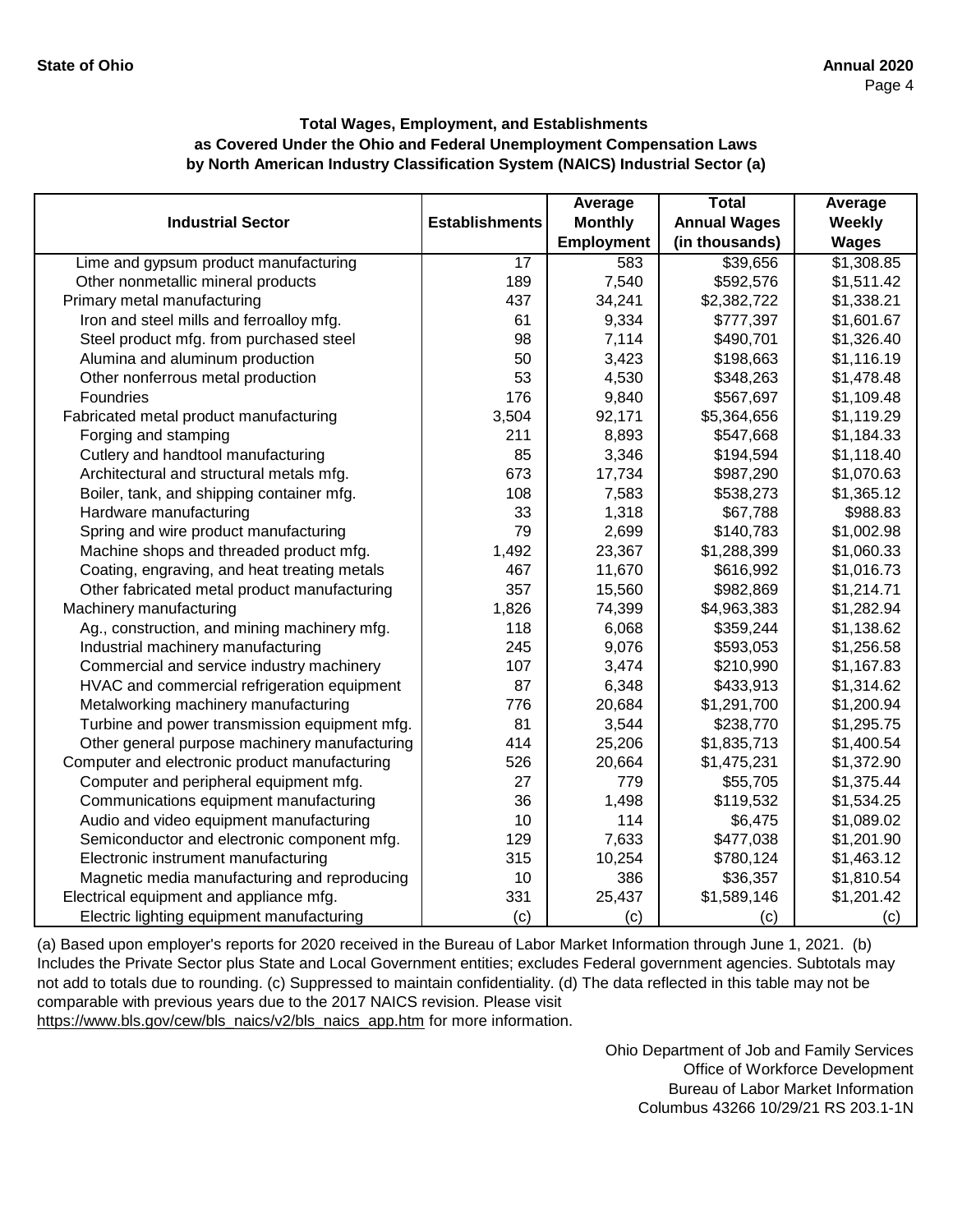### Total Wages, Employment, and Establishments as Covered Under the Ohio and Federal Unemployment Compensation Laws by North American Industry Classification System (NAICS) Industrial Sector (a)

| Industrial Sector | Establishments | Average Monthly Employment | Total Annual Wages (in thousands) | Average Weekly Wages |
|---|---|---|---|---|
| Lime and gypsum product manufacturing | 17 | 583 | $39,656 | $1,308.85 |
| Other nonmetallic mineral products | 189 | 7,540 | $592,576 | $1,511.42 |
| Primary metal manufacturing | 437 | 34,241 | $2,382,722 | $1,338.21 |
| Iron and steel mills and ferroalloy mfg. | 61 | 9,334 | $777,397 | $1,601.67 |
| Steel product mfg. from purchased steel | 98 | 7,114 | $490,701 | $1,326.40 |
| Alumina and aluminum production | 50 | 3,423 | $198,663 | $1,116.19 |
| Other nonferrous metal production | 53 | 4,530 | $348,263 | $1,478.48 |
| Foundries | 176 | 9,840 | $567,697 | $1,109.48 |
| Fabricated metal product manufacturing | 3,504 | 92,171 | $5,364,656 | $1,119.29 |
| Forging and stamping | 211 | 8,893 | $547,668 | $1,184.33 |
| Cutlery and handtool manufacturing | 85 | 3,346 | $194,594 | $1,118.40 |
| Architectural and structural metals mfg. | 673 | 17,734 | $987,290 | $1,070.63 |
| Boiler, tank, and shipping container mfg. | 108 | 7,583 | $538,273 | $1,365.12 |
| Hardware manufacturing | 33 | 1,318 | $67,788 | $988.83 |
| Spring and wire product manufacturing | 79 | 2,699 | $140,783 | $1,002.98 |
| Machine shops and threaded product mfg. | 1,492 | 23,367 | $1,288,399 | $1,060.33 |
| Coating, engraving, and heat treating metals | 467 | 11,670 | $616,992 | $1,016.73 |
| Other fabricated metal product manufacturing | 357 | 15,560 | $982,869 | $1,214.71 |
| Machinery manufacturing | 1,826 | 74,399 | $4,963,383 | $1,282.94 |
| Ag., construction, and mining machinery mfg. | 118 | 6,068 | $359,244 | $1,138.62 |
| Industrial machinery manufacturing | 245 | 9,076 | $593,053 | $1,256.58 |
| Commercial and service industry machinery | 107 | 3,474 | $210,990 | $1,167.83 |
| HVAC and commercial refrigeration equipment | 87 | 6,348 | $433,913 | $1,314.62 |
| Metalworking machinery manufacturing | 776 | 20,684 | $1,291,700 | $1,200.94 |
| Turbine and power transmission equipment mfg. | 81 | 3,544 | $238,770 | $1,295.75 |
| Other general purpose machinery manufacturing | 414 | 25,206 | $1,835,713 | $1,400.54 |
| Computer and electronic product manufacturing | 526 | 20,664 | $1,475,231 | $1,372.90 |
| Computer and peripheral equipment mfg. | 27 | 779 | $55,705 | $1,375.44 |
| Communications equipment manufacturing | 36 | 1,498 | $119,532 | $1,534.25 |
| Audio and video equipment manufacturing | 10 | 114 | $6,475 | $1,089.02 |
| Semiconductor and electronic component mfg. | 129 | 7,633 | $477,038 | $1,201.90 |
| Electronic instrument manufacturing | 315 | 10,254 | $780,124 | $1,463.12 |
| Magnetic media manufacturing and reproducing | 10 | 386 | $36,357 | $1,810.54 |
| Electrical equipment and appliance mfg. | 331 | 25,437 | $1,589,146 | $1,201.42 |
| Electric lighting equipment manufacturing | (c) | (c) | (c) | (c) |

(a) Based upon employer's reports for 2020 received in the Bureau of Labor Market Information through June 1, 2021. (b) Includes the Private Sector plus State and Local Government entities; excludes Federal government agencies. Subtotals may not add to totals due to rounding. (c) Suppressed to maintain confidentiality. (d) The data reflected in this table may not be comparable with previous years due to the 2017 NAICS revision. Please visit https://www.bls.gov/cew/bls_naics/v2/bls_naics_app.htm for more information.

Ohio Department of Job and Family Services
Office of Workforce Development
Bureau of Labor Market Information
Columbus 43266 10/29/21 RS 203.1-1N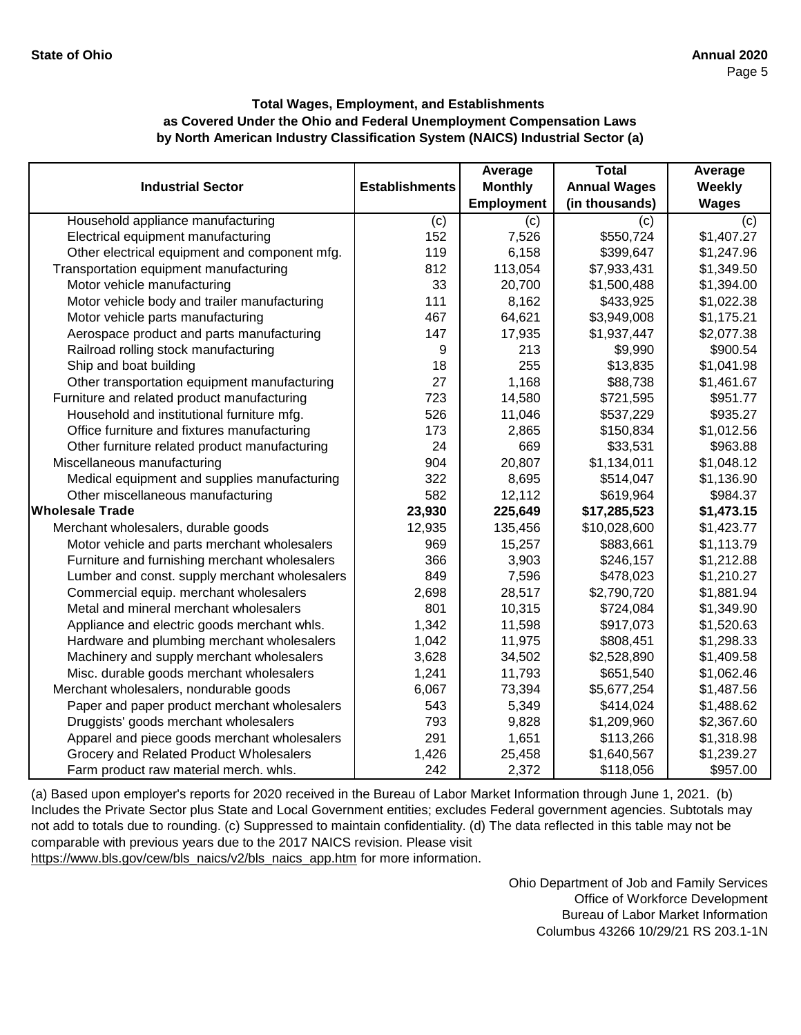**State of Ohio** **Annual 2020**

### Total Wages, Employment, and Establishments as Covered Under the Ohio and Federal Unemployment Compensation Laws by North American Industry Classification System (NAICS) Industrial Sector (a)

| Industrial Sector | Establishments | Average Monthly Employment | Total Annual Wages (in thousands) | Average Weekly Wages |
|---|---|---|---|---|
| Household appliance manufacturing | (c) | (c) | (c) | (c) |
| Electrical equipment manufacturing | 152 | 7,526 | $550,724 | $1,407.27 |
| Other electrical equipment and component mfg. | 119 | 6,158 | $399,647 | $1,247.96 |
| Transportation equipment manufacturing | 812 | 113,054 | $7,933,431 | $1,349.50 |
| Motor vehicle manufacturing | 33 | 20,700 | $1,500,488 | $1,394.00 |
| Motor vehicle body and trailer manufacturing | 111 | 8,162 | $433,925 | $1,022.38 |
| Motor vehicle parts manufacturing | 467 | 64,621 | $3,949,008 | $1,175.21 |
| Aerospace product and parts manufacturing | 147 | 17,935 | $1,937,447 | $2,077.38 |
| Railroad rolling stock manufacturing | 9 | 213 | $9,990 | $900.54 |
| Ship and boat building | 18 | 255 | $13,835 | $1,041.98 |
| Other transportation equipment manufacturing | 27 | 1,168 | $88,738 | $1,461.67 |
| Furniture and related product manufacturing | 723 | 14,580 | $721,595 | $951.77 |
| Household and institutional furniture mfg. | 526 | 11,046 | $537,229 | $935.27 |
| Office furniture and fixtures manufacturing | 173 | 2,865 | $150,834 | $1,012.56 |
| Other furniture related product manufacturing | 24 | 669 | $33,531 | $963.88 |
| Miscellaneous manufacturing | 904 | 20,807 | $1,134,011 | $1,048.12 |
| Medical equipment and supplies manufacturing | 322 | 8,695 | $514,047 | $1,136.90 |
| Other miscellaneous manufacturing | 582 | 12,112 | $619,964 | $984.37 |
| **Wholesale Trade** | **23,930** | **225,649** | **$17,285,523** | **$1,473.15** |
| Merchant wholesalers, durable goods | 12,935 | 135,456 | $10,028,600 | $1,423.77 |
| Motor vehicle and parts merchant wholesalers | 969 | 15,257 | $883,661 | $1,113.79 |
| Furniture and furnishing merchant wholesalers | 366 | 3,903 | $246,157 | $1,212.88 |
| Lumber and const. supply merchant wholesalers | 849 | 7,596 | $478,023 | $1,210.27 |
| Commercial equip. merchant wholesalers | 2,698 | 28,517 | $2,790,720 | $1,881.94 |
| Metal and mineral merchant wholesalers | 801 | 10,315 | $724,084 | $1,349.90 |
| Appliance and electric goods merchant whls. | 1,342 | 11,598 | $917,073 | $1,520.63 |
| Hardware and plumbing merchant wholesalers | 1,042 | 11,975 | $808,451 | $1,298.33 |
| Machinery and supply merchant wholesalers | 3,628 | 34,502 | $2,528,890 | $1,409.58 |
| Misc. durable goods merchant wholesalers | 1,241 | 11,793 | $651,540 | $1,062.46 |
| Merchant wholesalers, nondurable goods | 6,067 | 73,394 | $5,677,254 | $1,487.56 |
| Paper and paper product merchant wholesalers | 543 | 5,349 | $414,024 | $1,488.62 |
| Druggists' goods merchant wholesalers | 793 | 9,828 | $1,209,960 | $2,367.60 |
| Apparel and piece goods merchant wholesalers | 291 | 1,651 | $113,266 | $1,318.98 |
| Grocery and Related Product Wholesalers | 1,426 | 25,458 | $1,640,567 | $1,239.27 |
| Farm product raw material merch. whls. | 242 | 2,372 | $118,056 | $957.00 |

(a) Based upon employer's reports for 2020 received in the Bureau of Labor Market Information through June 1, 2021. (b) Includes the Private Sector plus State and Local Government entities; excludes Federal government agencies. Subtotals may not add to totals due to rounding. (c) Suppressed to maintain confidentiality. (d) The data reflected in this table may not be comparable with previous years due to the 2017 NAICS revision. Please visit https://www.bls.gov/cew/bls_naics/v2/bls_naics_app.htm for more information.

Ohio Department of Job and Family Services
Office of Workforce Development
Bureau of Labor Market Information
Columbus 43266 10/29/21 RS 203.1-1N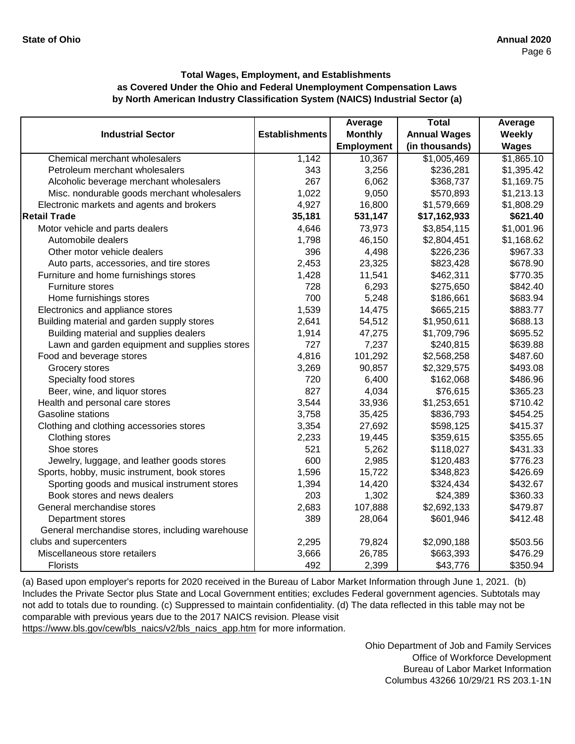**Total Wages, Employment, and Establishments as Covered Under the Ohio and Federal Unemployment Compensation Laws by North American Industry Classification System (NAICS) Industrial Sector (a)**

| Industrial Sector | Establishments | Average Monthly Employment | Total Annual Wages (in thousands) | Average Weekly Wages |
|---|---|---|---|---|
| Chemical merchant wholesalers | 1,142 | 10,367 | $1,005,469 | $1,865.10 |
| Petroleum merchant wholesalers | 343 | 3,256 | $236,281 | $1,395.42 |
| Alcoholic beverage merchant wholesalers | 267 | 6,062 | $368,737 | $1,169.75 |
| Misc. nondurable goods merchant wholesalers | 1,022 | 9,050 | $570,893 | $1,213.13 |
| Electronic markets and agents and brokers | 4,927 | 16,800 | $1,579,669 | $1,808.29 |
| **Retail Trade** | **35,181** | **531,147** | **$17,162,933** | **$621.40** |
| Motor vehicle and parts dealers | 4,646 | 73,973 | $3,854,115 | $1,001.96 |
| Automobile dealers | 1,798 | 46,150 | $2,804,451 | $1,168.62 |
| Other motor vehicle dealers | 396 | 4,498 | $226,236 | $967.33 |
| Auto parts, accessories, and tire stores | 2,453 | 23,325 | $823,428 | $678.90 |
| Furniture and home furnishings stores | 1,428 | 11,541 | $462,311 | $770.35 |
| Furniture stores | 728 | 6,293 | $275,650 | $842.40 |
| Home furnishings stores | 700 | 5,248 | $186,661 | $683.94 |
| Electronics and appliance stores | 1,539 | 14,475 | $665,215 | $883.77 |
| Building material and garden supply stores | 2,641 | 54,512 | $1,950,611 | $688.13 |
| Building material and supplies dealers | 1,914 | 47,275 | $1,709,796 | $695.52 |
| Lawn and garden equipment and supplies stores | 727 | 7,237 | $240,815 | $639.88 |
| Food and beverage stores | 4,816 | 101,292 | $2,568,258 | $487.60 |
| Grocery stores | 3,269 | 90,857 | $2,329,575 | $493.08 |
| Specialty food stores | 720 | 6,400 | $162,068 | $486.96 |
| Beer, wine, and liquor stores | 827 | 4,034 | $76,615 | $365.23 |
| Health and personal care stores | 3,544 | 33,936 | $1,253,651 | $710.42 |
| Gasoline stations | 3,758 | 35,425 | $836,793 | $454.25 |
| Clothing and clothing accessories stores | 3,354 | 27,692 | $598,125 | $415.37 |
| Clothing stores | 2,233 | 19,445 | $359,615 | $355.65 |
| Shoe stores | 521 | 5,262 | $118,027 | $431.33 |
| Jewelry, luggage, and leather goods stores | 600 | 2,985 | $120,483 | $776.23 |
| Sports, hobby, music instrument, book stores | 1,596 | 15,722 | $348,823 | $426.69 |
| Sporting goods and musical instrument stores | 1,394 | 14,420 | $324,434 | $432.67 |
| Book stores and news dealers | 203 | 1,302 | $24,389 | $360.33 |
| General merchandise stores | 2,683 | 107,888 | $2,692,133 | $479.87 |
| Department stores | 389 | 28,064 | $601,946 | $412.48 |
| General merchandise stores, including warehouse clubs and supercenters | 2,295 | 79,824 | $2,090,188 | $503.56 |
| Miscellaneous store retailers | 3,666 | 26,785 | $663,393 | $476.29 |
| Florists | 492 | 2,399 | $43,776 | $350.94 |

(a) Based upon employer's reports for 2020 received in the Bureau of Labor Market Information through June 1, 2021. (b) Includes the Private Sector plus State and Local Government entities; excludes Federal government agencies. Subtotals may not add to totals due to rounding. (c) Suppressed to maintain confidentiality. (d) The data reflected in this table may not be comparable with previous years due to the 2017 NAICS revision. Please visit https://www.bls.gov/cew/bls_naics/v2/bls_naics_app.htm for more information.

Ohio Department of Job and Family Services
Office of Workforce Development
Bureau of Labor Market Information
Columbus 43266 10/29/21 RS 203.1-1N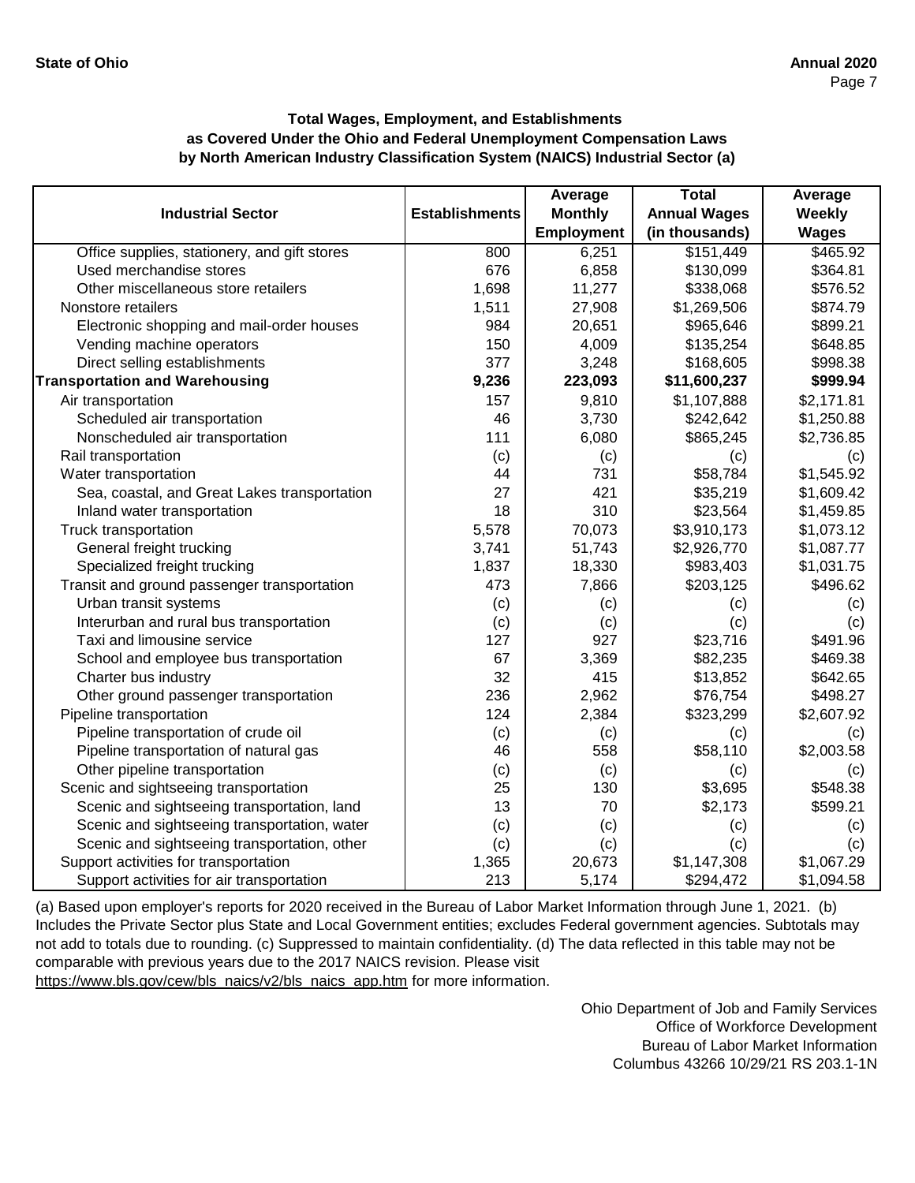**Total Wages, Employment, and Establishments**
**as Covered Under the Ohio and Federal Unemployment Compensation Laws**
**by North American Industry Classification System (NAICS) Industrial Sector (a)**

| Industrial Sector | Establishments | Average Monthly Employment | Total Annual Wages (in thousands) | Average Weekly Wages |
|---|---|---|---|---|
| Office supplies, stationery, and gift stores | 800 | 6,251 | $151,449 | $465.92 |
| Used merchandise stores | 676 | 6,858 | $130,099 | $364.81 |
| Other miscellaneous store retailers | 1,698 | 11,277 | $338,068 | $576.52 |
| Nonstore retailers | 1,511 | 27,908 | $1,269,506 | $874.79 |
| Electronic shopping and mail-order houses | 984 | 20,651 | $965,646 | $899.21 |
| Vending machine operators | 150 | 4,009 | $135,254 | $648.85 |
| Direct selling establishments | 377 | 3,248 | $168,605 | $998.38 |
| **Transportation and Warehousing** | **9,236** | **223,093** | **$11,600,237** | **$999.94** |
| Air transportation | 157 | 9,810 | $1,107,888 | $2,171.81 |
| Scheduled air transportation | 46 | 3,730 | $242,642 | $1,250.88 |
| Nonscheduled air transportation | 111 | 6,080 | $865,245 | $2,736.85 |
| Rail transportation | (c) | (c) | (c) | (c) |
| Water transportation | 44 | 731 | $58,784 | $1,545.92 |
| Sea, coastal, and Great Lakes transportation | 27 | 421 | $35,219 | $1,609.42 |
| Inland water transportation | 18 | 310 | $23,564 | $1,459.85 |
| Truck transportation | 5,578 | 70,073 | $3,910,173 | $1,073.12 |
| General freight trucking | 3,741 | 51,743 | $2,926,770 | $1,087.77 |
| Specialized freight trucking | 1,837 | 18,330 | $983,403 | $1,031.75 |
| Transit and ground passenger transportation | 473 | 7,866 | $203,125 | $496.62 |
| Urban transit systems | (c) | (c) | (c) | (c) |
| Interurban and rural bus transportation | (c) | (c) | (c) | (c) |
| Taxi and limousine service | 127 | 927 | $23,716 | $491.96 |
| School and employee bus transportation | 67 | 3,369 | $82,235 | $469.38 |
| Charter bus industry | 32 | 415 | $13,852 | $642.65 |
| Other ground passenger transportation | 236 | 2,962 | $76,754 | $498.27 |
| Pipeline transportation | 124 | 2,384 | $323,299 | $2,607.92 |
| Pipeline transportation of crude oil | (c) | (c) | (c) | (c) |
| Pipeline transportation of natural gas | 46 | 558 | $58,110 | $2,003.58 |
| Other pipeline transportation | (c) | (c) | (c) | (c) |
| Scenic and sightseeing transportation | 25 | 130 | $3,695 | $548.38 |
| Scenic and sightseeing transportation, land | 13 | 70 | $2,173 | $599.21 |
| Scenic and sightseeing transportation, water | (c) | (c) | (c) | (c) |
| Scenic and sightseeing transportation, other | (c) | (c) | (c) | (c) |
| Support activities for transportation | 1,365 | 20,673 | $1,147,308 | $1,067.29 |
| Support activities for air transportation | 213 | 5,174 | $294,472 | $1,094.58 |

(a) Based upon employer's reports for 2020 received in the Bureau of Labor Market Information through June 1, 2021. (b) Includes the Private Sector plus State and Local Government entities; excludes Federal government agencies. Subtotals may not add to totals due to rounding. (c) Suppressed to maintain confidentiality. (d) The data reflected in this table may not be comparable with previous years due to the 2017 NAICS revision. Please visit https://www.bls.gov/cew/bls_naics/v2/bls_naics_app.htm for more information.

Ohio Department of Job and Family Services
Office of Workforce Development
Bureau of Labor Market Information
Columbus 43266 10/29/21 RS 203.1-1N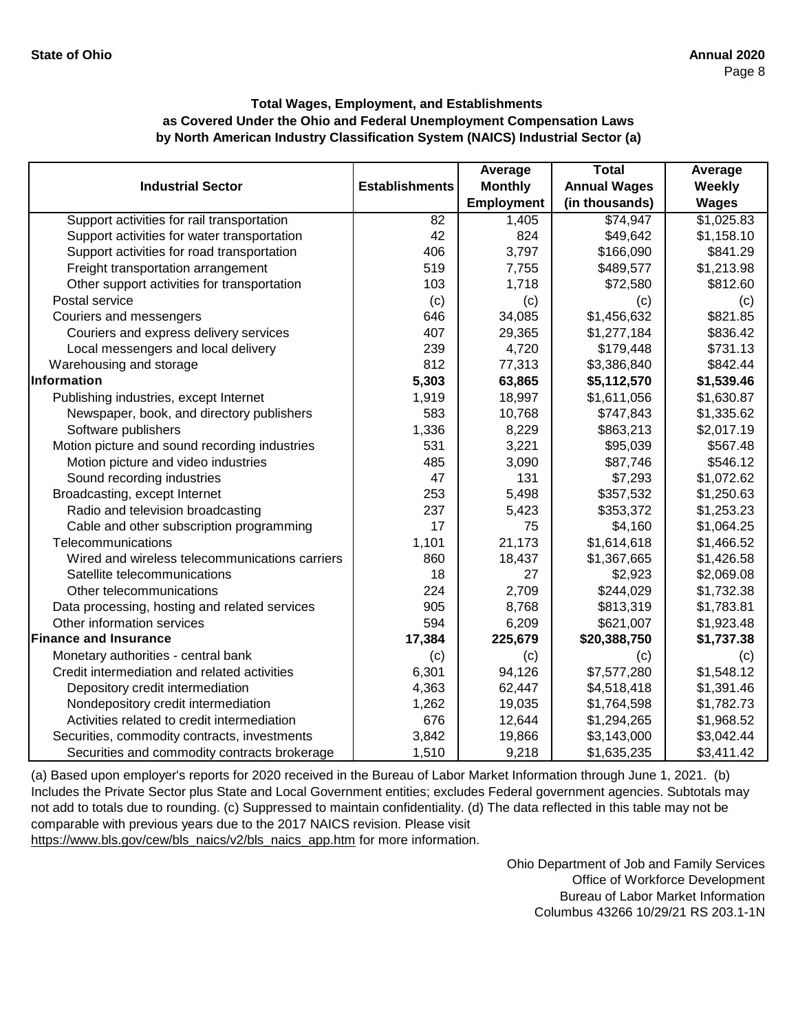### Total Wages, Employment, and Establishments as Covered Under the Ohio and Federal Unemployment Compensation Laws by North American Industry Classification System (NAICS) Industrial Sector (a)

| Industrial Sector | Establishments | Average Monthly Employment | Total Annual Wages (in thousands) | Average Weekly Wages |
|---|---|---|---|---|
| Support activities for rail transportation | 82 | 1,405 | $74,947 | $1,025.83 |
| Support activities for water transportation | 42 | 824 | $49,642 | $1,158.10 |
| Support activities for road transportation | 406 | 3,797 | $166,090 | $841.29 |
| Freight transportation arrangement | 519 | 7,755 | $489,577 | $1,213.98 |
| Other support activities for transportation | 103 | 1,718 | $72,580 | $812.60 |
| Postal service | (c) | (c) | (c) | (c) |
| Couriers and messengers | 646 | 34,085 | $1,456,632 | $821.85 |
| Couriers and express delivery services | 407 | 29,365 | $1,277,184 | $836.42 |
| Local messengers and local delivery | 239 | 4,720 | $179,448 | $731.13 |
| Warehousing and storage | 812 | 77,313 | $3,386,840 | $842.44 |
| **Information** | **5,303** | **63,865** | **$5,112,570** | **$1,539.46** |
| Publishing industries, except Internet | 1,919 | 18,997 | $1,611,056 | $1,630.87 |
| Newspaper, book, and directory publishers | 583 | 10,768 | $747,843 | $1,335.62 |
| Software publishers | 1,336 | 8,229 | $863,213 | $2,017.19 |
| Motion picture and sound recording industries | 531 | 3,221 | $95,039 | $567.48 |
| Motion picture and video industries | 485 | 3,090 | $87,746 | $546.12 |
| Sound recording industries | 47 | 131 | $7,293 | $1,072.62 |
| Broadcasting, except Internet | 253 | 5,498 | $357,532 | $1,250.63 |
| Radio and television broadcasting | 237 | 5,423 | $353,372 | $1,253.23 |
| Cable and other subscription programming | 17 | 75 | $4,160 | $1,064.25 |
| Telecommunications | 1,101 | 21,173 | $1,614,618 | $1,466.52 |
| Wired and wireless telecommunications carriers | 860 | 18,437 | $1,367,665 | $1,426.58 |
| Satellite telecommunications | 18 | 27 | $2,923 | $2,069.08 |
| Other telecommunications | 224 | 2,709 | $244,029 | $1,732.38 |
| Data processing, hosting and related services | 905 | 8,768 | $813,319 | $1,783.81 |
| Other information services | 594 | 6,209 | $621,007 | $1,923.48 |
| **Finance and Insurance** | **17,384** | **225,679** | **$20,388,750** | **$1,737.38** |
| Monetary authorities - central bank | (c) | (c) | (c) | (c) |
| Credit intermediation and related activities | 6,301 | 94,126 | $7,577,280 | $1,548.12 |
| Depository credit intermediation | 4,363 | 62,447 | $4,518,418 | $1,391.46 |
| Nondepository credit intermediation | 1,262 | 19,035 | $1,764,598 | $1,782.73 |
| Activities related to credit intermediation | 676 | 12,644 | $1,294,265 | $1,968.52 |
| Securities, commodity contracts, investments | 3,842 | 19,866 | $3,143,000 | $3,042.44 |
| Securities and commodity contracts brokerage | 1,510 | 9,218 | $1,635,235 | $3,411.42 |

(a) Based upon employer's reports for 2020 received in the Bureau of Labor Market Information through June 1, 2021. (b) Includes the Private Sector plus State and Local Government entities; excludes Federal government agencies. Subtotals may not add to totals due to rounding. (c) Suppressed to maintain confidentiality. (d) The data reflected in this table may not be comparable with previous years due to the 2017 NAICS revision. Please visit https://www.bls.gov/cew/bls_naics/v2/bls_naics_app.htm for more information.

Ohio Department of Job and Family Services
Office of Workforce Development
Bureau of Labor Market Information
Columbus 43266 10/29/21 RS 203.1-1N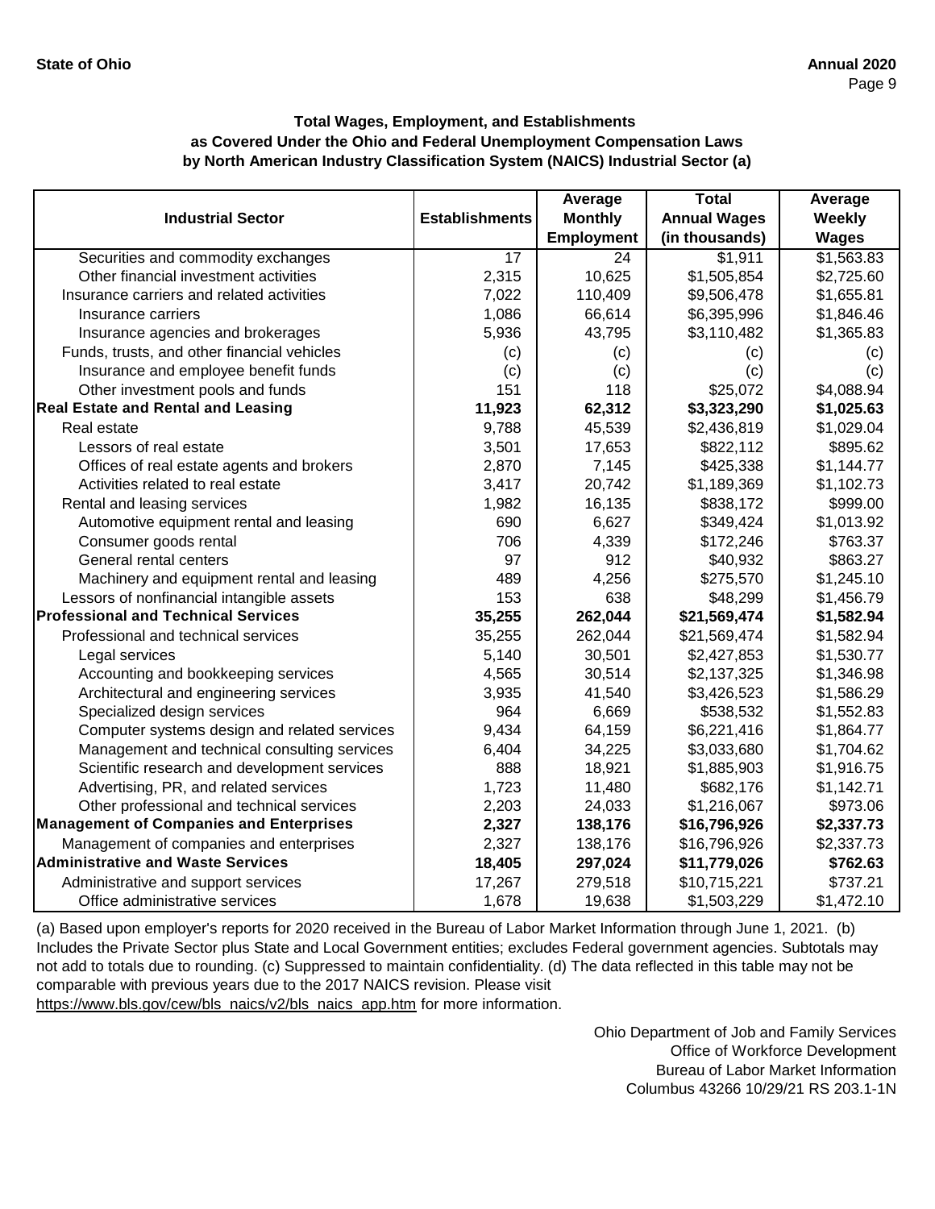### Total Wages, Employment, and Establishments as Covered Under the Ohio and Federal Unemployment Compensation Laws by North American Industry Classification System (NAICS) Industrial Sector (a)

| Industrial Sector | Establishments | Average Monthly Employment | Total Annual Wages (in thousands) | Average Weekly Wages |
|---|---|---|---|---|
| Securities and commodity exchanges | 17 | 24 | $1,911 | $1,563.83 |
| Other financial investment activities | 2,315 | 10,625 | $1,505,854 | $2,725.60 |
| Insurance carriers and related activities | 7,022 | 110,409 | $9,506,478 | $1,655.81 |
| Insurance carriers | 1,086 | 66,614 | $6,395,996 | $1,846.46 |
| Insurance agencies and brokerages | 5,936 | 43,795 | $3,110,482 | $1,365.83 |
| Funds, trusts, and other financial vehicles | (c) | (c) | (c) | (c) |
| Insurance and employee benefit funds | (c) | (c) | (c) | (c) |
| Other investment pools and funds | 151 | 118 | $25,072 | $4,088.94 |
| **Real Estate and Rental and Leasing** | **11,923** | **62,312** | **$3,323,290** | **$1,025.63** |
| Real estate | 9,788 | 45,539 | $2,436,819 | $1,029.04 |
| Lessors of real estate | 3,501 | 17,653 | $822,112 | $895.62 |
| Offices of real estate agents and brokers | 2,870 | 7,145 | $425,338 | $1,144.77 |
| Activities related to real estate | 3,417 | 20,742 | $1,189,369 | $1,102.73 |
| Rental and leasing services | 1,982 | 16,135 | $838,172 | $999.00 |
| Automotive equipment rental and leasing | 690 | 6,627 | $349,424 | $1,013.92 |
| Consumer goods rental | 706 | 4,339 | $172,246 | $763.37 |
| General rental centers | 97 | 912 | $40,932 | $863.27 |
| Machinery and equipment rental and leasing | 489 | 4,256 | $275,570 | $1,245.10 |
| Lessors of nonfinancial intangible assets | 153 | 638 | $48,299 | $1,456.79 |
| **Professional and Technical Services** | **35,255** | **262,044** | **$21,569,474** | **$1,582.94** |
| Professional and technical services | 35,255 | 262,044 | $21,569,474 | $1,582.94 |
| Legal services | 5,140 | 30,501 | $2,427,853 | $1,530.77 |
| Accounting and bookkeeping services | 4,565 | 30,514 | $2,137,325 | $1,346.98 |
| Architectural and engineering services | 3,935 | 41,540 | $3,426,523 | $1,586.29 |
| Specialized design services | 964 | 6,669 | $538,532 | $1,552.83 |
| Computer systems design and related services | 9,434 | 64,159 | $6,221,416 | $1,864.77 |
| Management and technical consulting services | 6,404 | 34,225 | $3,033,680 | $1,704.62 |
| Scientific research and development services | 888 | 18,921 | $1,885,903 | $1,916.75 |
| Advertising, PR, and related services | 1,723 | 11,480 | $682,176 | $1,142.71 |
| Other professional and technical services | 2,203 | 24,033 | $1,216,067 | $973.06 |
| **Management of Companies and Enterprises** | **2,327** | **138,176** | **$16,796,926** | **$2,337.73** |
| Management of companies and enterprises | 2,327 | 138,176 | $16,796,926 | $2,337.73 |
| **Administrative and Waste Services** | **18,405** | **297,024** | **$11,779,026** | **$762.63** |
| Administrative and support services | 17,267 | 279,518 | $10,715,221 | $737.21 |
| Office administrative services | 1,678 | 19,638 | $1,503,229 | $1,472.10 |

(a) Based upon employer's reports for 2020 received in the Bureau of Labor Market Information through June 1, 2021. (b) Includes the Private Sector plus State and Local Government entities; excludes Federal government agencies. Subtotals may not add to totals due to rounding. (c) Suppressed to maintain confidentiality. (d) The data reflected in this table may not be comparable with previous years due to the 2017 NAICS revision. Please visit https://www.bls.gov/cew/bls_naics/v2/bls_naics_app.htm for more information.

Ohio Department of Job and Family Services
Office of Workforce Development
Bureau of Labor Market Information
Columbus 43266 10/29/21 RS 203.1-1N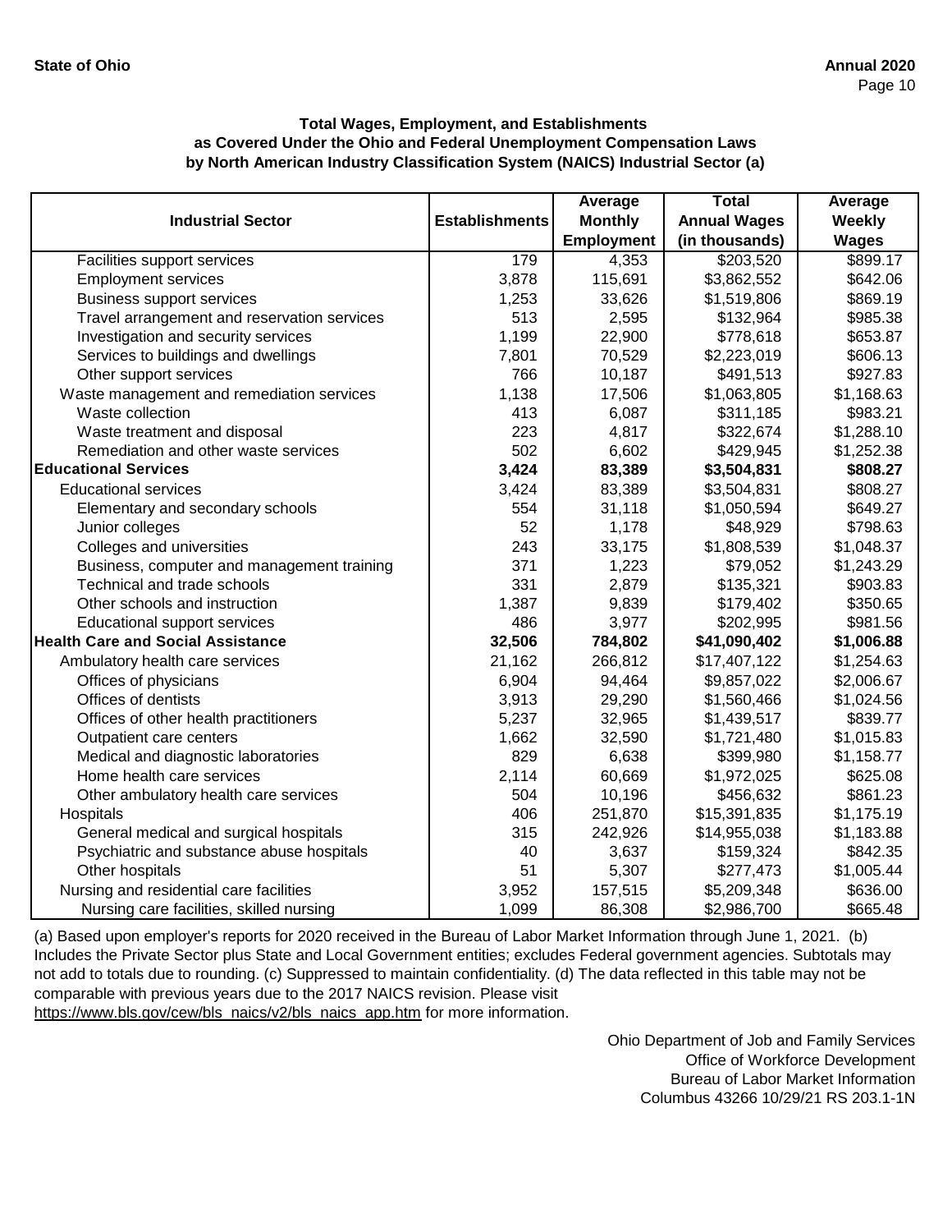**Total Wages, Employment, and Establishments as Covered Under the Ohio and Federal Unemployment Compensation Laws by North American Industry Classification System (NAICS) Industrial Sector (a)**

| Industrial Sector | Establishments | Average Monthly Employment | Total Annual Wages (in thousands) | Average Weekly Wages |
|---|---|---|---|---|
| Facilities support services | 179 | 4,353 | $203,520 | $899.17 |
| Employment services | 3,878 | 115,691 | $3,862,552 | $642.06 |
| Business support services | 1,253 | 33,626 | $1,519,806 | $869.19 |
| Travel arrangement and reservation services | 513 | 2,595 | $132,964 | $985.38 |
| Investigation and security services | 1,199 | 22,900 | $778,618 | $653.87 |
| Services to buildings and dwellings | 7,801 | 70,529 | $2,223,019 | $606.13 |
| Other support services | 766 | 10,187 | $491,513 | $927.83 |
| Waste management and remediation services | 1,138 | 17,506 | $1,063,805 | $1,168.63 |
| Waste collection | 413 | 6,087 | $311,185 | $983.21 |
| Waste treatment and disposal | 223 | 4,817 | $322,674 | $1,288.10 |
| Remediation and other waste services | 502 | 6,602 | $429,945 | $1,252.38 |
| **Educational Services** | **3,424** | **83,389** | **$3,504,831** | **$808.27** |
| Educational services | 3,424 | 83,389 | $3,504,831 | $808.27 |
| Elementary and secondary schools | 554 | 31,118 | $1,050,594 | $649.27 |
| Junior colleges | 52 | 1,178 | $48,929 | $798.63 |
| Colleges and universities | 243 | 33,175 | $1,808,539 | $1,048.37 |
| Business, computer and management training | 371 | 1,223 | $79,052 | $1,243.29 |
| Technical and trade schools | 331 | 2,879 | $135,321 | $903.83 |
| Other schools and instruction | 1,387 | 9,839 | $179,402 | $350.65 |
| Educational support services | 486 | 3,977 | $202,995 | $981.56 |
| **Health Care and Social Assistance** | **32,506** | **784,802** | **$41,090,402** | **$1,006.88** |
| Ambulatory health care services | 21,162 | 266,812 | $17,407,122 | $1,254.63 |
| Offices of physicians | 6,904 | 94,464 | $9,857,022 | $2,006.67 |
| Offices of dentists | 3,913 | 29,290 | $1,560,466 | $1,024.56 |
| Offices of other health practitioners | 5,237 | 32,965 | $1,439,517 | $839.77 |
| Outpatient care centers | 1,662 | 32,590 | $1,721,480 | $1,015.83 |
| Medical and diagnostic laboratories | 829 | 6,638 | $399,980 | $1,158.77 |
| Home health care services | 2,114 | 60,669 | $1,972,025 | $625.08 |
| Other ambulatory health care services | 504 | 10,196 | $456,632 | $861.23 |
| Hospitals | 406 | 251,870 | $15,391,835 | $1,175.19 |
| General medical and surgical hospitals | 315 | 242,926 | $14,955,038 | $1,183.88 |
| Psychiatric and substance abuse hospitals | 40 | 3,637 | $159,324 | $842.35 |
| Other hospitals | 51 | 5,307 | $277,473 | $1,005.44 |
| Nursing and residential care facilities | 3,952 | 157,515 | $5,209,348 | $636.00 |
| Nursing care facilities, skilled nursing | 1,099 | 86,308 | $2,986,700 | $665.48 |

(a) Based upon employer's reports for 2020 received in the Bureau of Labor Market Information through June 1, 2021. (b) Includes the Private Sector plus State and Local Government entities; excludes Federal government agencies. Subtotals may not add to totals due to rounding. (c) Suppressed to maintain confidentiality. (d) The data reflected in this table may not be comparable with previous years due to the 2017 NAICS revision. Please visit https://www.bls.gov/cew/bls_naics/v2/bls_naics_app.htm for more information.

Ohio Department of Job and Family Services
Office of Workforce Development
Bureau of Labor Market Information
Columbus 43266 10/29/21 RS 203.1-1N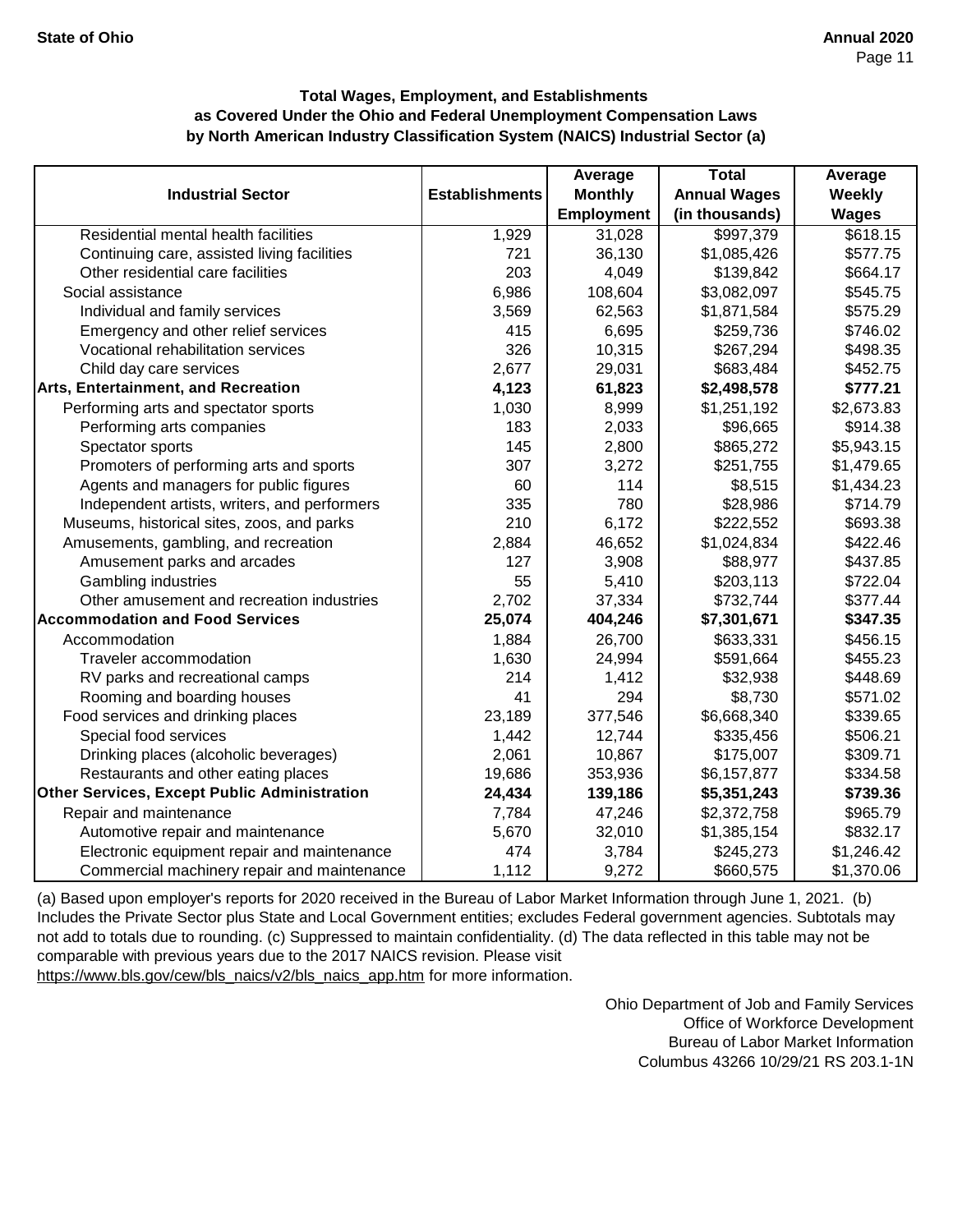### Total Wages, Employment, and Establishments as Covered Under the Ohio and Federal Unemployment Compensation Laws by North American Industry Classification System (NAICS) Industrial Sector (a)

| Industrial Sector | Establishments | Average Monthly Employment | Total Annual Wages (in thousands) | Average Weekly Wages |
|---|---|---|---|---|
| Residential mental health facilities | 1,929 | 31,028 | $997,379 | $618.15 |
| Continuing care, assisted living facilities | 721 | 36,130 | $1,085,426 | $577.75 |
| Other residential care facilities | 203 | 4,049 | $139,842 | $664.17 |
| Social assistance | 6,986 | 108,604 | $3,082,097 | $545.75 |
| Individual and family services | 3,569 | 62,563 | $1,871,584 | $575.29 |
| Emergency and other relief services | 415 | 6,695 | $259,736 | $746.02 |
| Vocational rehabilitation services | 326 | 10,315 | $267,294 | $498.35 |
| Child day care services | 2,677 | 29,031 | $683,484 | $452.75 |
| **Arts, Entertainment, and Recreation** | **4,123** | **61,823** | **$2,498,578** | **$777.21** |
| Performing arts and spectator sports | 1,030 | 8,999 | $1,251,192 | $2,673.83 |
| Performing arts companies | 183 | 2,033 | $96,665 | $914.38 |
| Spectator sports | 145 | 2,800 | $865,272 | $5,943.15 |
| Promoters of performing arts and sports | 307 | 3,272 | $251,755 | $1,479.65 |
| Agents and managers for public figures | 60 | 114 | $8,515 | $1,434.23 |
| Independent artists, writers, and performers | 335 | 780 | $28,986 | $714.79 |
| Museums, historical sites, zoos, and parks | 210 | 6,172 | $222,552 | $693.38 |
| Amusements, gambling, and recreation | 2,884 | 46,652 | $1,024,834 | $422.46 |
| Amusement parks and arcades | 127 | 3,908 | $88,977 | $437.85 |
| Gambling industries | 55 | 5,410 | $203,113 | $722.04 |
| Other amusement and recreation industries | 2,702 | 37,334 | $732,744 | $377.44 |
| **Accommodation and Food Services** | **25,074** | **404,246** | **$7,301,671** | **$347.35** |
| Accommodation | 1,884 | 26,700 | $633,331 | $456.15 |
| Traveler accommodation | 1,630 | 24,994 | $591,664 | $455.23 |
| RV parks and recreational camps | 214 | 1,412 | $32,938 | $448.69 |
| Rooming and boarding houses | 41 | 294 | $8,730 | $571.02 |
| Food services and drinking places | 23,189 | 377,546 | $6,668,340 | $339.65 |
| Special food services | 1,442 | 12,744 | $335,456 | $506.21 |
| Drinking places (alcoholic beverages) | 2,061 | 10,867 | $175,007 | $309.71 |
| Restaurants and other eating places | 19,686 | 353,936 | $6,157,877 | $334.58 |
| **Other Services, Except Public Administration** | **24,434** | **139,186** | **$5,351,243** | **$739.36** |
| Repair and maintenance | 7,784 | 47,246 | $2,372,758 | $965.79 |
| Automotive repair and maintenance | 5,670 | 32,010 | $1,385,154 | $832.17 |
| Electronic equipment repair and maintenance | 474 | 3,784 | $245,273 | $1,246.42 |
| Commercial machinery repair and maintenance | 1,112 | 9,272 | $660,575 | $1,370.06 |

(a) Based upon employer's reports for 2020 received in the Bureau of Labor Market Information through June 1, 2021. (b) Includes the Private Sector plus State and Local Government entities; excludes Federal government agencies. Subtotals may not add to totals due to rounding. (c) Suppressed to maintain confidentiality. (d) The data reflected in this table may not be comparable with previous years due to the 2017 NAICS revision. Please visit https://www.bls.gov/cew/bls_naics/v2/bls_naics_app.htm for more information.

Ohio Department of Job and Family Services
Office of Workforce Development
Bureau of Labor Market Information
Columbus 43266 10/29/21 RS 203.1-1N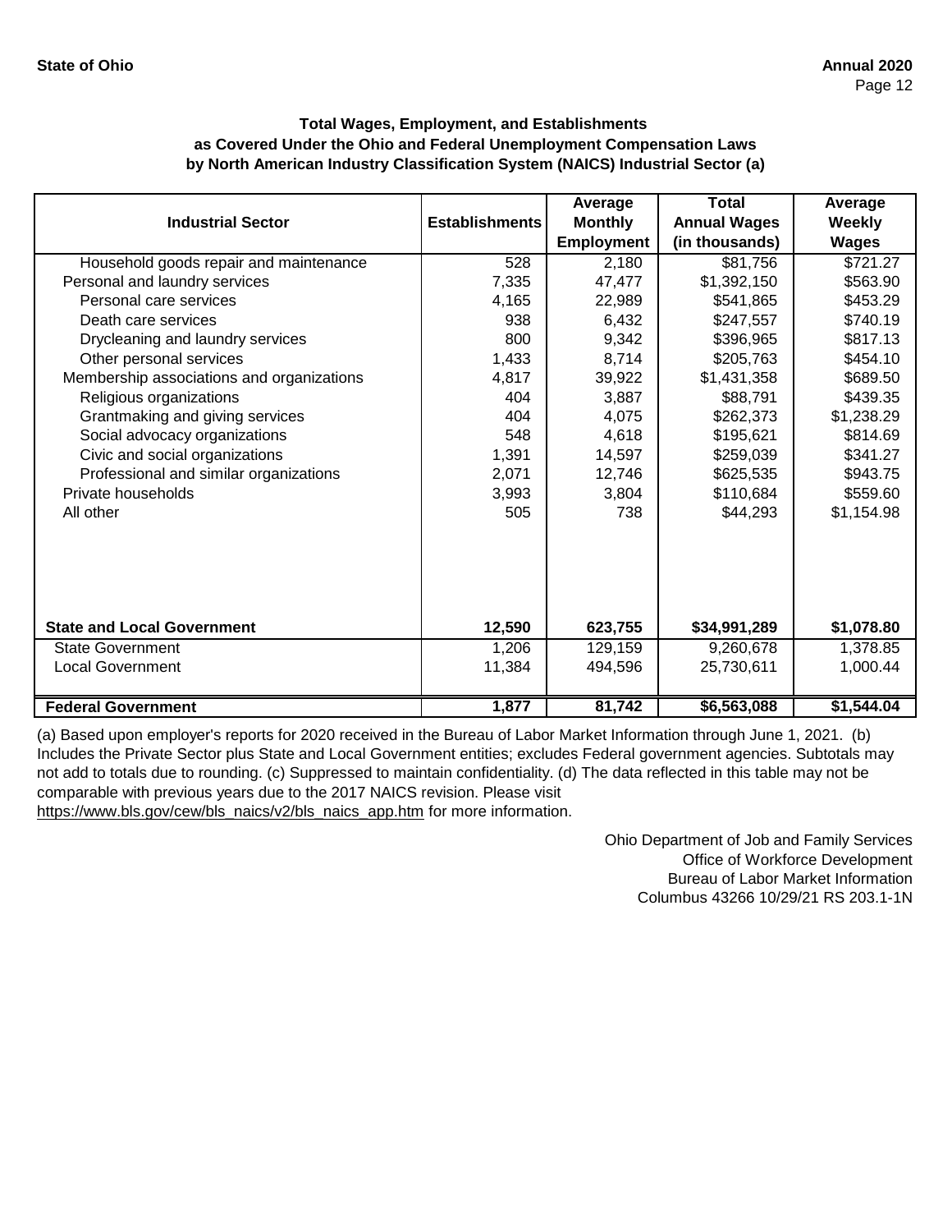**Total Wages, Employment, and Establishments as Covered Under the Ohio and Federal Unemployment Compensation Laws by North American Industry Classification System (NAICS) Industrial Sector (a)**

| Industrial Sector | Establishments | Average Monthly Employment | Total Annual Wages (in thousands) | Average Weekly Wages |
|---|---|---|---|---|
| Household goods repair and maintenance | 528 | 2,180 | $81,756 | $721.27 |
| Personal and laundry services | 7,335 | 47,477 | $1,392,150 | $563.90 |
| Personal care services | 4,165 | 22,989 | $541,865 | $453.29 |
| Death care services | 938 | 6,432 | $247,557 | $740.19 |
| Drycleaning and laundry services | 800 | 9,342 | $396,965 | $817.13 |
| Other personal services | 1,433 | 8,714 | $205,763 | $454.10 |
| Membership associations and organizations | 4,817 | 39,922 | $1,431,358 | $689.50 |
| Religious organizations | 404 | 3,887 | $88,791 | $439.35 |
| Grantmaking and giving services | 404 | 4,075 | $262,373 | $1,238.29 |
| Social advocacy organizations | 548 | 4,618 | $195,621 | $814.69 |
| Civic and social organizations | 1,391 | 14,597 | $259,039 | $341.27 |
| Professional and similar organizations | 2,071 | 12,746 | $625,535 | $943.75 |
| Private households | 3,993 | 3,804 | $110,684 | $559.60 |
| All other | 505 | 738 | $44,293 | $1,154.98 |
| **State and Local Government** | **12,590** | **623,755** | **$34,991,289** | **$1,078.80** |
| State Government | 1,206 | 129,159 | 9,260,678 | 1,378.85 |
| Local Government | 11,384 | 494,596 | 25,730,611 | 1,000.44 |
| **Federal Government** | **1,877** | **81,742** | **$6,563,088** | **$1,544.04** |

(a) Based upon employer's reports for 2020 received in the Bureau of Labor Market Information through June 1, 2021. (b) Includes the Private Sector plus State and Local Government entities; excludes Federal government agencies. Subtotals may not add to totals due to rounding. (c) Suppressed to maintain confidentiality. (d) The data reflected in this table may not be comparable with previous years due to the 2017 NAICS revision. Please visit https://www.bls.gov/cew/bls_naics/v2/bls_naics_app.htm for more information.

Ohio Department of Job and Family Services
Office of Workforce Development
Bureau of Labor Market Information
Columbus 43266 10/29/21 RS 203.1-1N